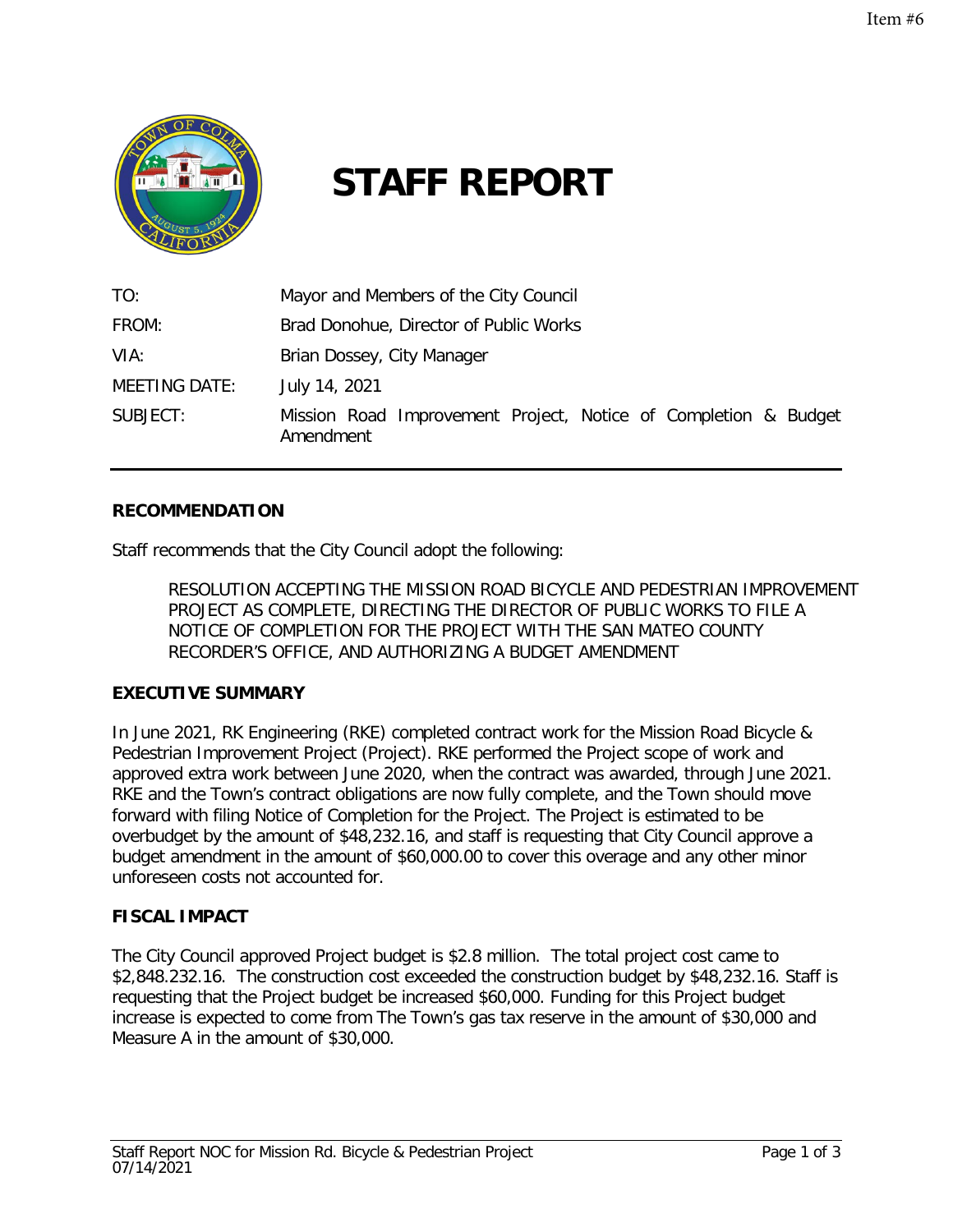# STAFF REPORT

| | |
|---|---|
| TO: | Mayor and Members of the City Council |
| FROM: | Brad Donohue, Director of Public Works |
| VIA: | Brian Dossey, City Manager |
| MEETING DATE: | July 14, 2021 |
| SUBJECT: | Mission Road Improvement Project, Notice of Completion & Budget Amendment |

## RECOMMENDATION

Staff recommends that the City Council adopt the following:

> RESOLUTION ACCEPTING THE MISSION ROAD BICYCLE AND PEDESTRIAN IMPROVEMENT PROJECT AS COMPLETE, DIRECTING THE DIRECTOR OF PUBLIC WORKS TO FILE A NOTICE OF COMPLETION FOR THE PROJECT WITH THE SAN MATEO COUNTY RECORDER'S OFFICE, AND AUTHORIZING A BUDGET AMENDMENT

## EXECUTIVE SUMMARY

In June 2021, RK Engineering (RKE) completed contract work for the Mission Road Bicycle & Pedestrian Improvement Project (Project). RKE performed the Project scope of work and approved extra work between June 2020, when the contract was awarded, through June 2021. RKE and the Town's contract obligations are now fully complete, and the Town should move forward with filing Notice of Completion for the Project. The Project is estimated to be overbudget by the amount of $48,232.16, and staff is requesting that City Council approve a budget amendment in the amount of $60,000.00 to cover this overage and any other minor unforeseen costs not accounted for.

## FISCAL IMPACT

The City Council approved Project budget is $2.8 million. The total project cost came to $2,848.232.16. The construction cost exceeded the construction budget by $48,232.16. Staff is requesting that the Project budget be increased $60,000. Funding for this Project budget increase is expected to come from The Town's gas tax reserve in the amount of $30,000 and Measure A in the amount of $30,000.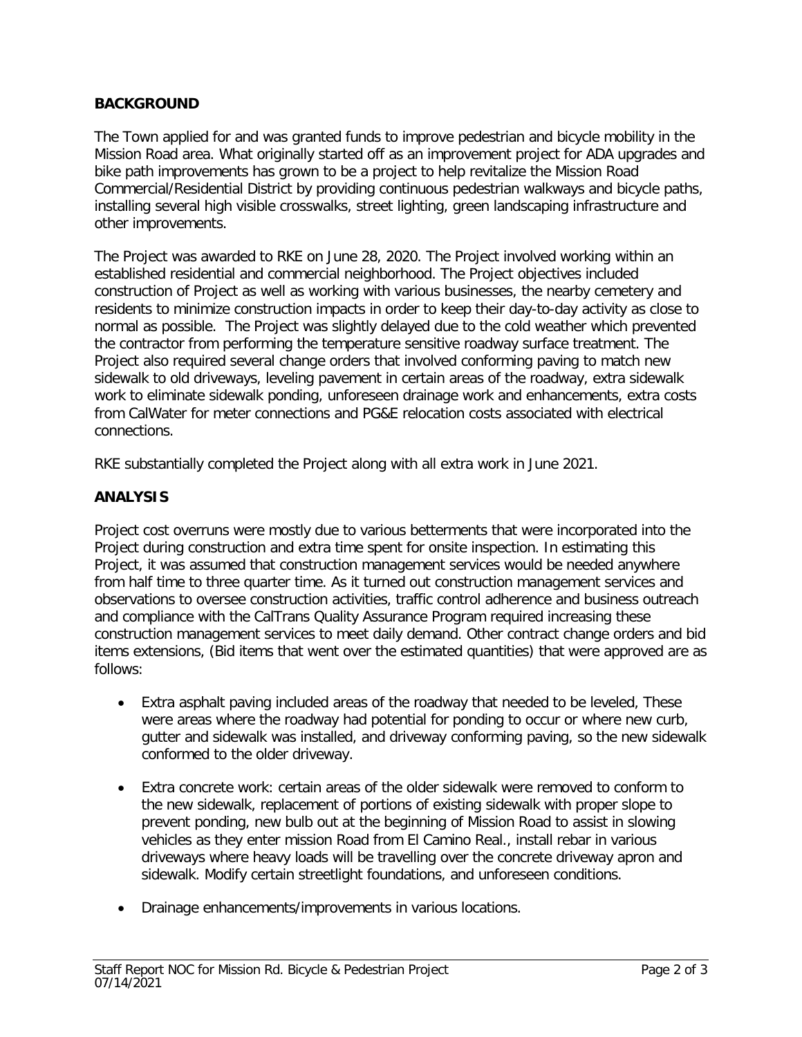## BACKGROUND

The Town applied for and was granted funds to improve pedestrian and bicycle mobility in the Mission Road area. What originally started off as an improvement project for ADA upgrades and bike path improvements has grown to be a project to help revitalize the Mission Road Commercial/Residential District by providing continuous pedestrian walkways and bicycle paths, installing several high visible crosswalks, street lighting, green landscaping infrastructure and other improvements.

The Project was awarded to RKE on June 28, 2020. The Project involved working within an established residential and commercial neighborhood. The Project objectives included construction of Project as well as working with various businesses, the nearby cemetery and residents to minimize construction impacts in order to keep their day-to-day activity as close to normal as possible. The Project was slightly delayed due to the cold weather which prevented the contractor from performing the temperature sensitive roadway surface treatment. The Project also required several change orders that involved conforming paving to match new sidewalk to old driveways, leveling pavement in certain areas of the roadway, extra sidewalk work to eliminate sidewalk ponding, unforeseen drainage work and enhancements, extra costs from CalWater for meter connections and PG&E relocation costs associated with electrical connections.

RKE substantially completed the Project along with all extra work in June 2021.

## ANALYSIS

Project cost overruns were mostly due to various betterments that were incorporated into the Project during construction and extra time spent for onsite inspection. In estimating this Project, it was assumed that construction management services would be needed anywhere from half time to three quarter time. As it turned out construction management services and observations to oversee construction activities, traffic control adherence and business outreach and compliance with the CalTrans Quality Assurance Program required increasing these construction management services to meet daily demand. Other contract change orders and bid items extensions, (Bid items that went over the estimated quantities) that were approved are as follows:

- Extra asphalt paving included areas of the roadway that needed to be leveled, These were areas where the roadway had potential for ponding to occur or where new curb, gutter and sidewalk was installed, and driveway conforming paving, so the new sidewalk conformed to the older driveway.
- Extra concrete work: certain areas of the older sidewalk were removed to conform to the new sidewalk, replacement of portions of existing sidewalk with proper slope to prevent ponding, new bulb out at the beginning of Mission Road to assist in slowing vehicles as they enter mission Road from El Camino Real., install rebar in various driveways where heavy loads will be travelling over the concrete driveway apron and sidewalk. Modify certain streetlight foundations, and unforeseen conditions.
- Drainage enhancements/improvements in various locations.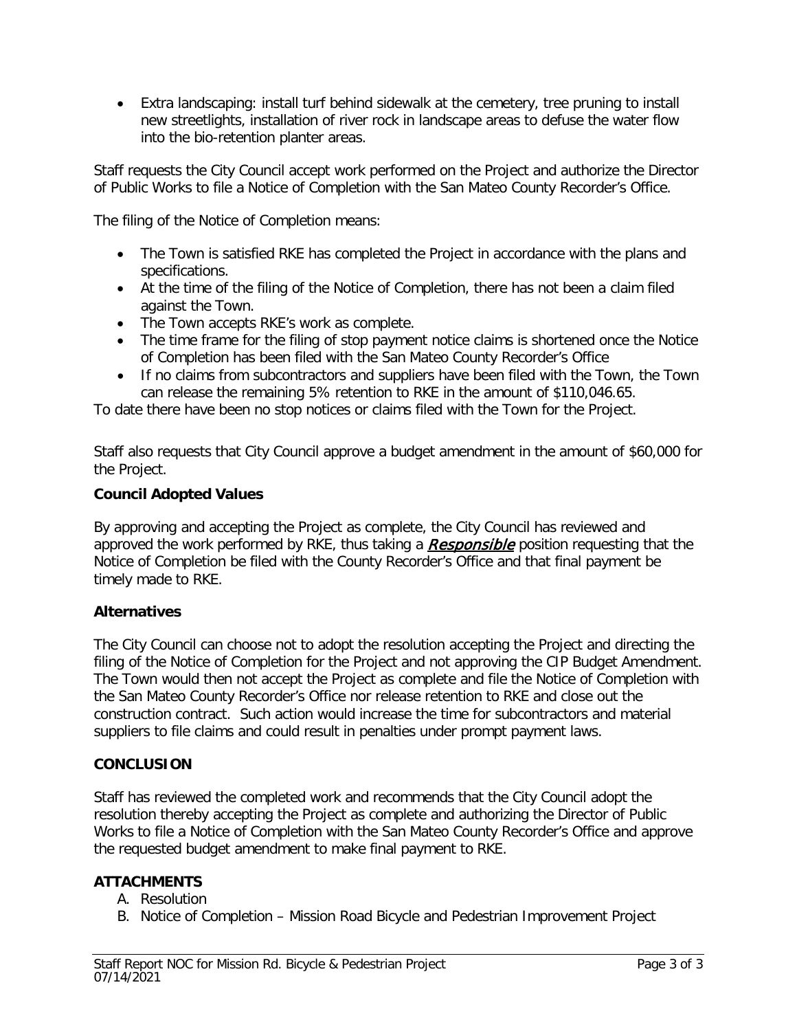- Extra landscaping: install turf behind sidewalk at the cemetery, tree pruning to install new streetlights, installation of river rock in landscape areas to defuse the water flow into the bio-retention planter areas.

Staff requests the City Council accept work performed on the Project and authorize the Director of Public Works to file a Notice of Completion with the San Mateo County Recorder's Office.

The filing of the Notice of Completion means:

- The Town is satisfied RKE has completed the Project in accordance with the plans and specifications.
- At the time of the filing of the Notice of Completion, there has not been a claim filed against the Town.
- The Town accepts RKE's work as complete.
- The time frame for the filing of stop payment notice claims is shortened once the Notice of Completion has been filed with the San Mateo County Recorder's Office
- If no claims from subcontractors and suppliers have been filed with the Town, the Town can release the remaining 5% retention to RKE in the amount of $110,046.65.

To date there have been no stop notices or claims filed with the Town for the Project.

Staff also requests that City Council approve a budget amendment in the amount of $60,000 for the Project.

### Council Adopted Values

By approving and accepting the Project as complete, the City Council has reviewed and approved the work performed by RKE, thus taking a ***Responsible*** position requesting that the Notice of Completion be filed with the County Recorder's Office and that final payment be timely made to RKE.

### Alternatives

The City Council can choose not to adopt the resolution accepting the Project and directing the filing of the Notice of Completion for the Project and not approving the CIP Budget Amendment. The Town would then not accept the Project as complete and file the Notice of Completion with the San Mateo County Recorder's Office nor release retention to RKE and close out the construction contract. Such action would increase the time for subcontractors and material suppliers to file claims and could result in penalties under prompt payment laws.

## CONCLUSION

Staff has reviewed the completed work and recommends that the City Council adopt the resolution thereby accepting the Project as complete and authorizing the Director of Public Works to file a Notice of Completion with the San Mateo County Recorder's Office and approve the requested budget amendment to make final payment to RKE.

## ATTACHMENTS

A. Resolution
B. Notice of Completion – Mission Road Bicycle and Pedestrian Improvement Project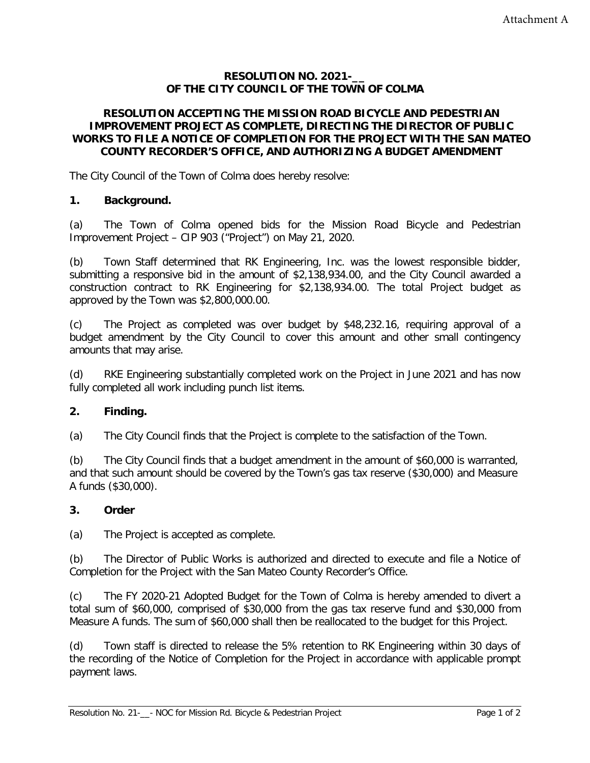Attachment A

**RESOLUTION NO. 2021-__**
**OF THE CITY COUNCIL OF THE TOWN OF COLMA**

**RESOLUTION ACCEPTING THE MISSION ROAD BICYCLE AND PEDESTRIAN IMPROVEMENT PROJECT AS COMPLETE, DIRECTING THE DIRECTOR OF PUBLIC WORKS TO FILE A NOTICE OF COMPLETION FOR THE PROJECT WITH THE SAN MATEO COUNTY RECORDER'S OFFICE, AND AUTHORIZING A BUDGET AMENDMENT**

The City Council of the Town of Colma does hereby resolve:

**1. Background.**

(a) The Town of Colma opened bids for the Mission Road Bicycle and Pedestrian Improvement Project – CIP 903 ("Project") on May 21, 2020.

(b) Town Staff determined that RK Engineering, Inc. was the lowest responsible bidder, submitting a responsive bid in the amount of $2,138,934.00, and the City Council awarded a construction contract to RK Engineering for $2,138,934.00. The total Project budget as approved by the Town was $2,800,000.00.

(c) The Project as completed was over budget by $48,232.16, requiring approval of a budget amendment by the City Council to cover this amount and other small contingency amounts that may arise.

(d) RKE Engineering substantially completed work on the Project in June 2021 and has now fully completed all work including punch list items.

**2. Finding.**

(a) The City Council finds that the Project is complete to the satisfaction of the Town.

(b) The City Council finds that a budget amendment in the amount of $60,000 is warranted, and that such amount should be covered by the Town's gas tax reserve ($30,000) and Measure A funds ($30,000).

**3. Order**

(a) The Project is accepted as complete.

(b) The Director of Public Works is authorized and directed to execute and file a Notice of Completion for the Project with the San Mateo County Recorder's Office.

(c) The FY 2020-21 Adopted Budget for the Town of Colma is hereby amended to divert a total sum of $60,000, comprised of $30,000 from the gas tax reserve fund and $30,000 from Measure A funds. The sum of $60,000 shall then be reallocated to the budget for this Project.

(d) Town staff is directed to release the 5% retention to RK Engineering within 30 days of the recording of the Notice of Completion for the Project in accordance with applicable prompt payment laws.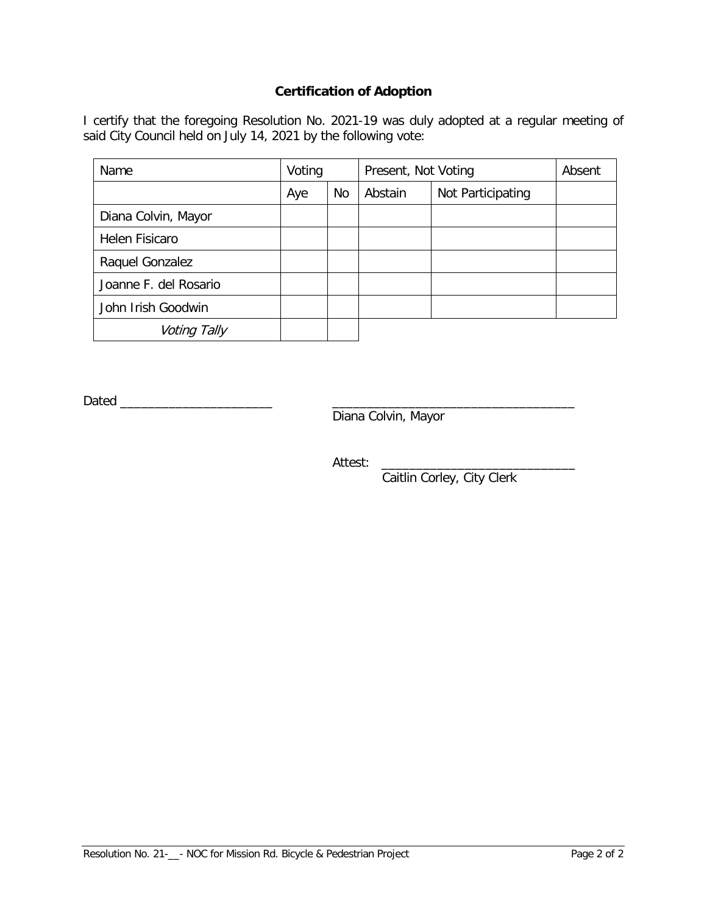### Certification of Adoption

I certify that the foregoing Resolution No. 2021-19 was duly adopted at a regular meeting of said City Council held on July 14, 2021 by the following vote:

| Name | Voting | | Present, Not Voting | | Absent |
|---|---|---|---|---|---|
| | Aye | No | Abstain | Not Participating | |
| Diana Colvin, Mayor | | | | | |
| Helen Fisicaro | | | | | |
| Raquel Gonzalez | | | | | |
| Joanne F. del Rosario | | | | | |
| John Irish Goodwin | | | | | |
| *Voting Tally* | | | | | |

Dated ______________________ ___________________________________
Diana Colvin, Mayor

Attest: ____________________________
Caitlin Corley, City Clerk